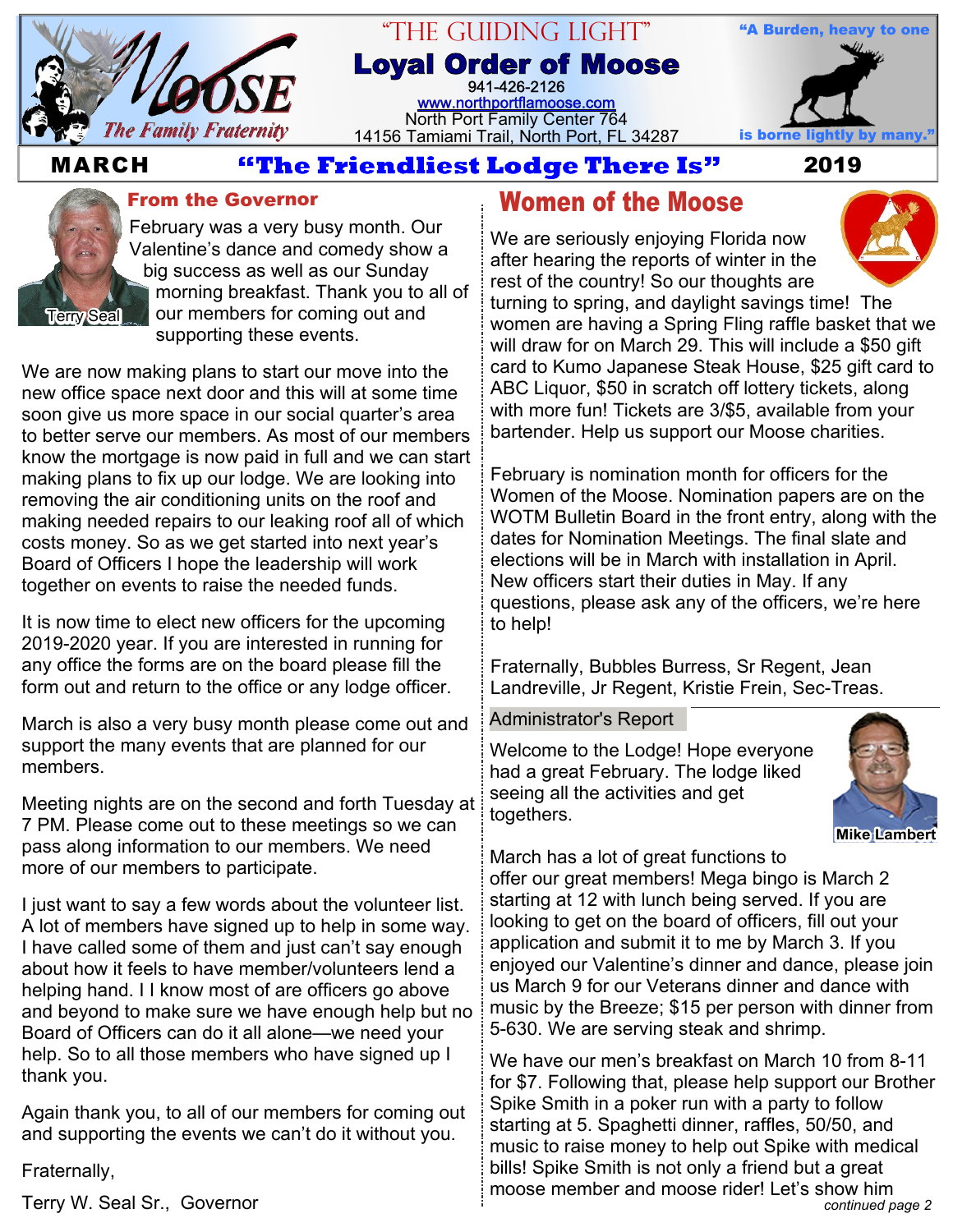# "THE GUIDING LIGHT"

## Loyal Order of Moose

941-426-2126

www.northportflamoose.com

North Port Family Center 764

14156 Tamiami Trail, North Port, FL 34287

Moose — The Family Fraternity

"A Burden, heavy to one is borne lightly by many."

**MARCH** **"The Friendliest Lodge There Is"** **2019**

### From the Governor

Terry Seal

February was a very busy month. Our Valentine's dance and comedy show a big success as well as our Sunday morning breakfast. Thank you to all of our members for coming out and supporting these events.

We are now making plans to start our move into the new office space next door and this will at some time soon give us more space in our social quarter's area to better serve our members. As most of our members know the mortgage is now paid in full and we can start making plans to fix up our lodge. We are looking into removing the air conditioning units on the roof and making needed repairs to our leaking roof all of which costs money. So as we get started into next year's Board of Officers I hope the leadership will work together on events to raise the needed funds.

It is now time to elect new officers for the upcoming 2019-2020 year. If you are interested in running for any office the forms are on the board please fill the form out and return to the office or any lodge officer.

March is also a very busy month please come out and support the many events that are planned for our members.

Meeting nights are on the second and forth Tuesday at 7 PM. Please come out to these meetings so we can pass along information to our members. We need more of our members to participate.

I just want to say a few words about the volunteer list. A lot of members have signed up to help in some way. I have called some of them and just can't say enough about how it feels to have member/volunteers lend a helping hand. I I know most of are officers go above and beyond to make sure we have enough help but no Board of Officers can do it all alone—we need your help. So to all those members who have signed up I thank you.

Again thank you, to all of our members for coming out and supporting the events we can't do it without you.

Fraternally,

Terry W. Seal Sr., Governor

## Women of the Moose

We are seriously enjoying Florida now after hearing the reports of winter in the rest of the country! So our thoughts are turning to spring, and daylight savings time! The women are having a Spring Fling raffle basket that we will draw for on March 29. This will include a $50 gift card to Kumo Japanese Steak House, $25 gift card to ABC Liquor, $50 in scratch off lottery tickets, along with more fun! Tickets are 3/$5, available from your bartender. Help us support our Moose charities.

February is nomination month for officers for the Women of the Moose. Nomination papers are on the WOTM Bulletin Board in the front entry, along with the dates for Nomination Meetings. The final slate and elections will be in March with installation in April. New officers start their duties in May. If any questions, please ask any of the officers, we're here to help!

Fraternally, Bubbles Burress, Sr Regent, Jean Landreville, Jr Regent, Kristie Frein, Sec-Treas.

### Administrator's Report

Mike Lambert

Welcome to the Lodge! Hope everyone had a great February. The lodge liked seeing all the activities and get togethers.

March has a lot of great functions to offer our great members! Mega bingo is March 2 starting at 12 with lunch being served. If you are looking to get on the board of officers, fill out your application and submit it to me by March 3. If you enjoyed our Valentine's dinner and dance, please join us March 9 for our Veterans dinner and dance with music by the Breeze; $15 per person with dinner from 5-630. We are serving steak and shrimp.

We have our men's breakfast on March 10 from 8-11 for $7. Following that, please help support our Brother Spike Smith in a poker run with a party to follow starting at 5. Spaghetti dinner, raffles, 50/50, and music to raise money to help out Spike with medical bills! Spike Smith is not only a friend but a great moose member and moose rider! Let's show him

*continued page 2*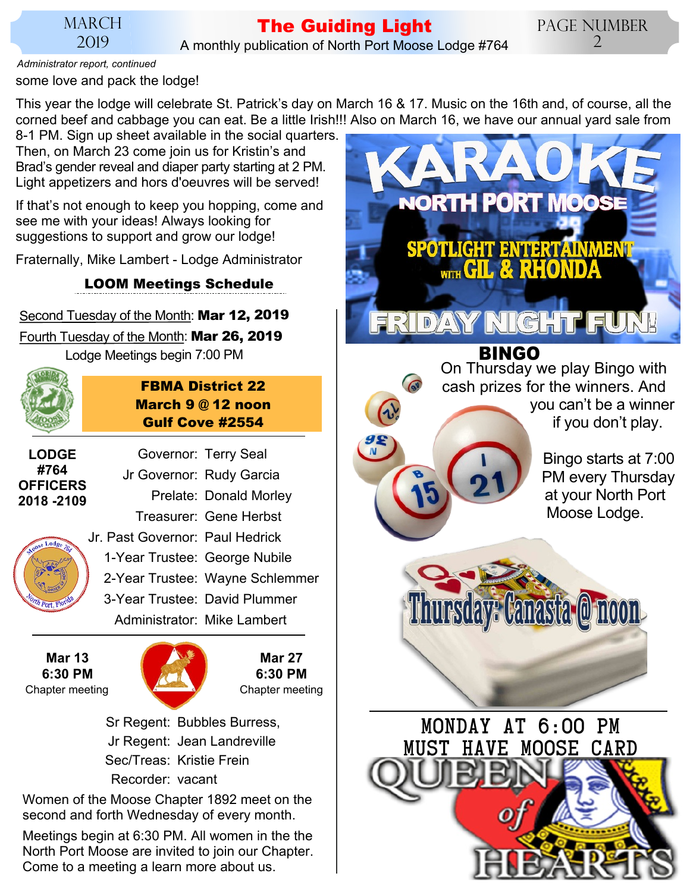*Administrator report, continued*

some love and pack the lodge!

This year the lodge will celebrate St. Patrick's day on March 16 & 17. Music on the 16th and, of course, all the corned beef and cabbage you can eat. Be a little Irish!!! Also on March 16, we have our annual yard sale from 8-1 PM. Sign up sheet available in the social quarters. Then, on March 23 come join us for Kristin's and Brad's gender reveal and diaper party starting at 2 PM. Light appetizers and hors d'oeuvres will be served!

If that's not enough to keep you hopping, come and see me with your ideas! Always looking for suggestions to support and grow our lodge!

Fraternally, Mike Lambert - Lodge Administrator

## LOOM Meetings Schedule

Second Tuesday of the Month: **Mar 12, 2019**

Fourth Tuesday of the Month: **Mar 26, 2019**

Lodge Meetings begin 7:00 PM

**FBMA District 22**
**March 9 @ 12 noon**
**Gulf Cove #2554**

**LODGE #764 OFFICERS 2018 -2109**

| | |
|---|---|
| Governor: | Terry Seal |
| Jr Governor: | Rudy Garcia |
| Prelate: | Donald Morley |
| Treasurer: | Gene Herbst |
| Jr. Past Governor: | Paul Hedrick |
| 1-Year Trustee: | George Nubile |
| 2-Year Trustee: | Wayne Schlemmer |
| 3-Year Trustee: | David Plummer |
| Administrator: | Mike Lambert |

**Mar 13 6:30 PM**
Chapter meeting

**Mar 27 6:30 PM**
Chapter meeting

| | |
|---|---|
| Sr Regent: | Bubbles Burress, |
| Jr Regent: | Jean Landreville |
| Sec/Treas: | Kristie Frein |
| Recorder: | vacant |

Women of the Moose Chapter 1892 meet on the second and forth Wednesday of every month.

Meetings begin at 6:30 PM. All women in the the North Port Moose are invited to join our Chapter. Come to a meeting a learn more about us.

## KARAOKE

NORTH PORT MOOSE

SPOTLIGHT ENTERTAINMENT WITH GIL & RHONDA

FRIDAY NIGHT FUN!

## BINGO

On Thursday we play Bingo with cash prizes for the winners. And you can't be a winner if you don't play.

Bingo starts at 7:00 PM every Thursday at your North Port Moose Lodge.

**Thursday: Canasta @ noon**

MONDAY AT 6:00 PM
MUST HAVE MOOSE CARD

**QUEEN of HEARTS**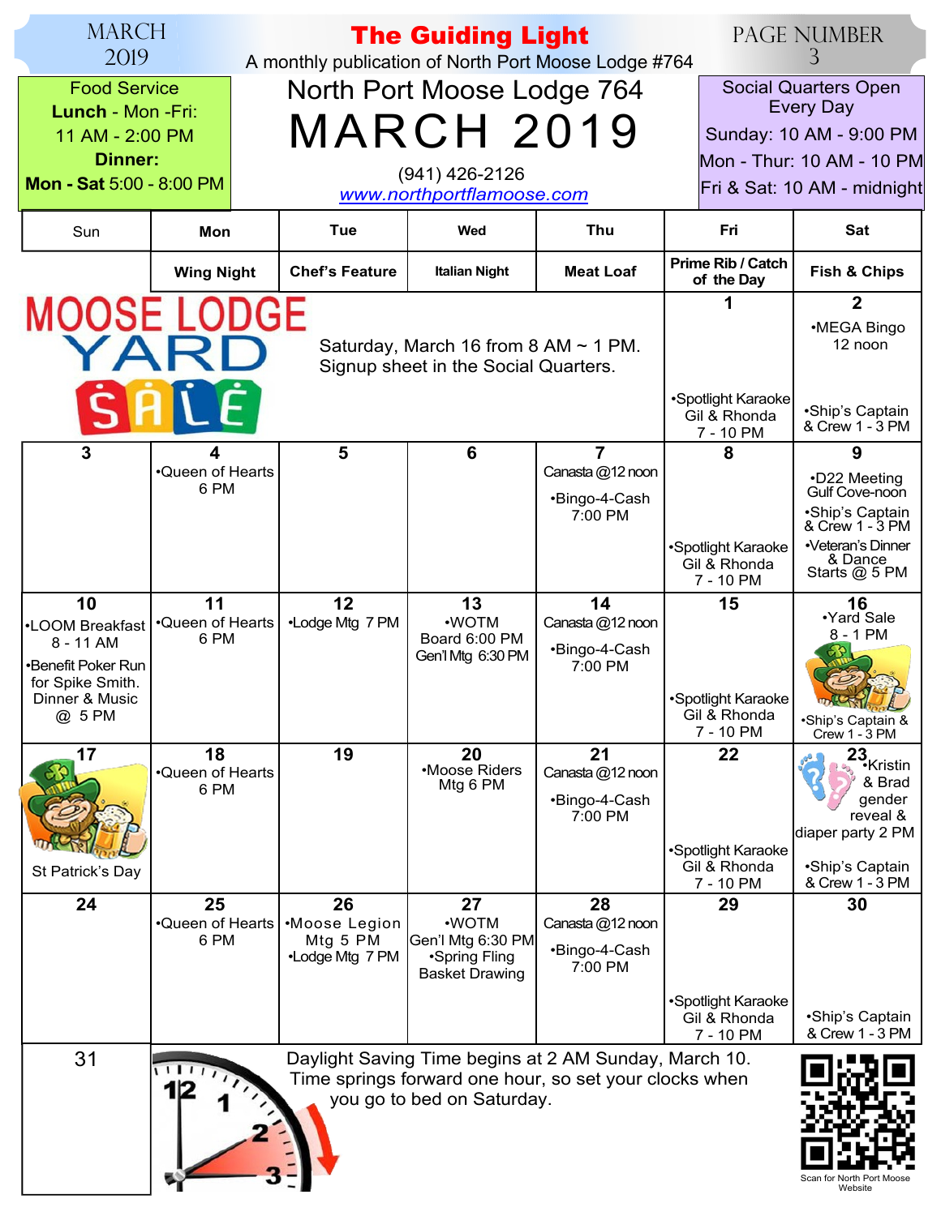MARCH 2019

# The Guiding Light

A monthly publication of North Port Moose Lodge #764

**Food Service**
**Lunch** - Mon -Fri: 11 AM - 2:00 PM
**Dinner:**
**Mon - Sat** 5:00 - 8:00 PM

## North Port Moose Lodge 764

# MARCH 2019

(941) 426-2126
www.northportflamoose.com

Social Quarters Open Every Day
Sunday: 10 AM - 9:00 PM
Mon - Thur: 10 AM - 10 PM
Fri & Sat: 10 AM - midnight

| Sun | Mon | Tue | Wed | Thu | Fri | Sat |
|---|---|---|---|---|---|---|
| | **Wing Night** | **Chef's Feature** | **Italian Night** | **Meat Loaf** | **Prime Rib / Catch of the Day** | **Fish & Chips** |
| MOOSE LODGE YARD SALE | Saturday, March 16 from 8 AM ~ 1 PM. Signup sheet in the Social Quarters. | | | | **1** •Spotlight Karaoke Gil & Rhonda 7 - 10 PM | **2** •MEGA Bingo 12 noon •Ship's Captain & Crew 1 - 3 PM |
| **3** | **4** •Queen of Hearts 6 PM | **5** | **6** | **7** Canasta @12 noon •Bingo-4-Cash 7:00 PM | **8** •Spotlight Karaoke Gil & Rhonda 7 - 10 PM | **9** •D22 Meeting Gulf Cove-noon •Ship's Captain & Crew 1 - 3 PM •Veteran's Dinner & Dance Starts @ 5 PM |
| **10** •LOOM Breakfast 8 - 11 AM •Benefit Poker Run for Spike Smith. Dinner & Music @ 5 PM | **11** •Queen of Hearts 6 PM | **12** •Lodge Mtg 7 PM | **13** •WOTM Board 6:00 PM Gen'l Mtg 6:30 PM | **14** Canasta @12 noon •Bingo-4-Cash 7:00 PM | **15** •Spotlight Karaoke Gil & Rhonda 7 - 10 PM | **16** •Yard Sale 8 - 1 PM •Ship's Captain & Crew 1 - 3 PM |
| **17** St Patrick's Day | **18** •Queen of Hearts 6 PM | **19** | **20** •Moose Riders Mtg 6 PM | **21** Canasta @12 noon •Bingo-4-Cash 7:00 PM | **22** •Spotlight Karaoke Gil & Rhonda 7 - 10 PM | **23** •Kristin & Brad gender reveal & diaper party 2 PM •Ship's Captain & Crew 1 - 3 PM |
| **24** | **25** •Queen of Hearts 6 PM | **26** •Moose Legion Mtg 5 PM •Lodge Mtg 7 PM | **27** •WOTM Gen'l Mtg 6:30 PM •Spring Fling Basket Drawing | **28** Canasta @12 noon •Bingo-4-Cash 7:00 PM | **29** •Spotlight Karaoke Gil & Rhonda 7 - 10 PM | **30** •Ship's Captain & Crew 1 - 3 PM |
| **31** | Daylight Saving Time begins at 2 AM Sunday, March 10. Time springs forward one hour, so set your clocks when you go to bed on Saturday. | | | | | Scan for North Port Moose Website |